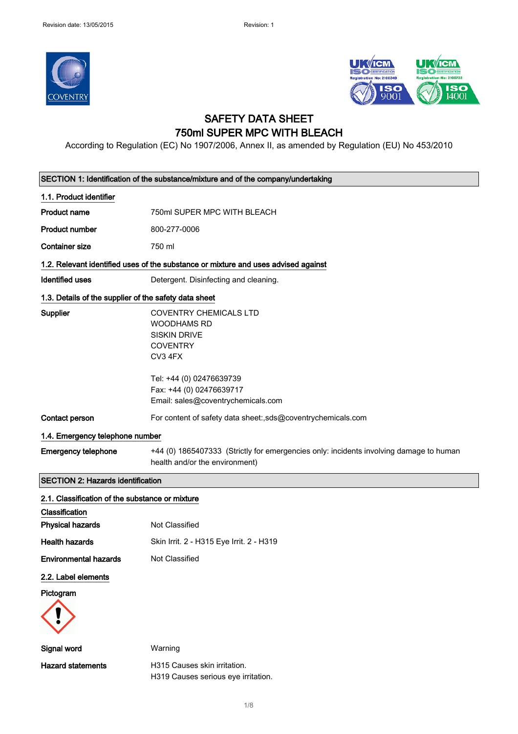Revision date: 13/05/2015 Revision: 1

# SAFETY DATA SHEET
# 750ml SUPER MPC WITH BLEACH

According to Regulation (EC) No 1907/2006, Annex II, as amended by Regulation (EU) No 453/2010

## SECTION 1: Identification of the substance/mixture and of the company/undertaking

### 1.1. Product identifier

| | |
|---|---|
| **Product name** | 750ml SUPER MPC WITH BLEACH |
| **Product number** | 800-277-0006 |
| **Container size** | 750 ml |

### 1.2. Relevant identified uses of the substance or mixture and uses advised against

| | |
|---|---|
| **Identified uses** | Detergent. Disinfecting and cleaning. |

### 1.3. Details of the supplier of the safety data sheet

**Supplier**

COVENTRY CHEMICALS LTD
WOODHAMS RD
SISKIN DRIVE
COVENTRY
CV3 4FX

Tel: +44 (0) 02476639739
Fax: +44 (0) 02476639717
Email: sales@coventrychemicals.com

**Contact person** For content of safety data sheet:,sds@coventrychemicals.com

### 1.4. Emergency telephone number

**Emergency telephone** +44 (0) 1865407333 (Strictly for emergencies only: incidents involving damage to human health and/or the environment)

## SECTION 2: Hazards identification

### 2.1. Classification of the substance or mixture

**Classification**

| | |
|---|---|
| **Physical hazards** | Not Classified |
| **Health hazards** | Skin Irrit. 2 - H315 Eye Irrit. 2 - H319 |
| **Environmental hazards** | Not Classified |

### 2.2. Label elements

**Pictogram**

**Signal word** Warning

**Hazard statements**

H315 Causes skin irritation.
H319 Causes serious eye irritation.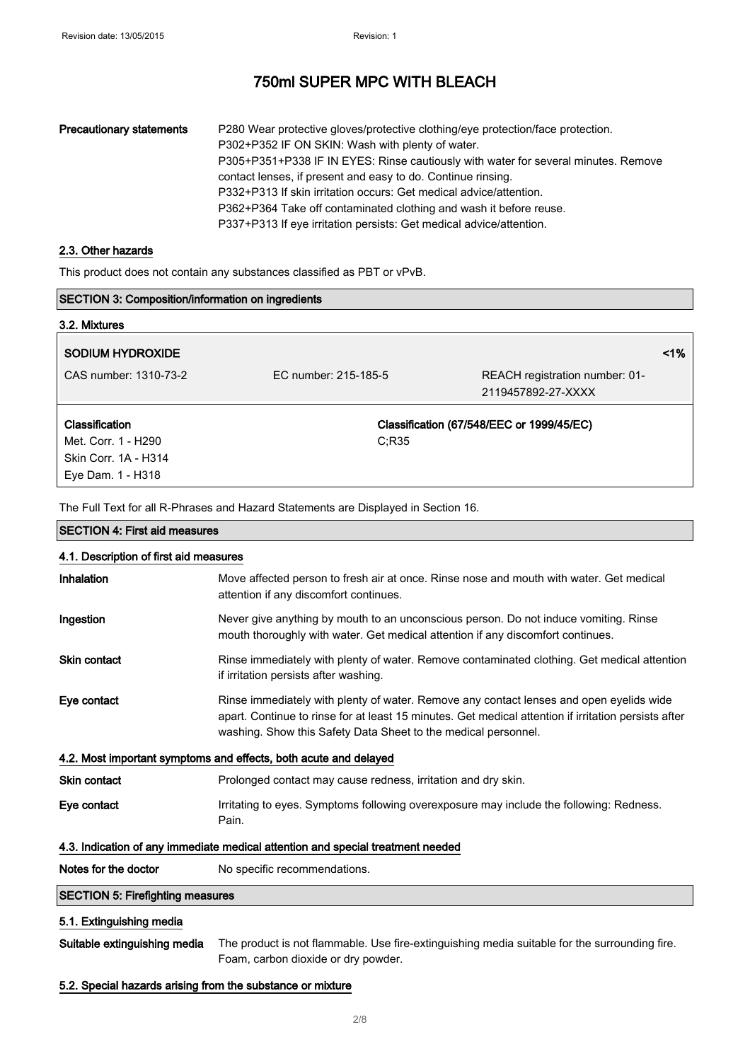# 750ml SUPER MPC WITH BLEACH

| | |
|---|---|
| **Precautionary statements** | P280 Wear protective gloves/protective clothing/eye protection/face protection.<br>P302+P352 IF ON SKIN: Wash with plenty of water.<br>P305+P351+P338 IF IN EYES: Rinse cautiously with water for several minutes. Remove contact lenses, if present and easy to do. Continue rinsing.<br>P332+P313 If skin irritation occurs: Get medical advice/attention.<br>P362+P364 Take off contaminated clothing and wash it before reuse.<br>P337+P313 If eye irritation persists: Get medical advice/attention. |

### 2.3. Other hazards

This product does not contain any substances classified as PBT or vPvB.

## SECTION 3: Composition/information on ingredients

### 3.2. Mixtures

| **SODIUM HYDROXIDE** | | **<1%** |
|---|---|---|
| CAS number: 1310-73-2 | EC number: 215-185-5 | REACH registration number: 01-2119457892-27-XXXX |
| **Classification**<br>Met. Corr. 1 - H290<br>Skin Corr. 1A - H314<br>Eye Dam. 1 - H318 | **Classification (67/548/EEC or 1999/45/EC)**<br>C;R35 | |

The Full Text for all R-Phrases and Hazard Statements are Displayed in Section 16.

## SECTION 4: First aid measures

### 4.1. Description of first aid measures

| | |
|---|---|
| **Inhalation** | Move affected person to fresh air at once. Rinse nose and mouth with water. Get medical attention if any discomfort continues. |
| **Ingestion** | Never give anything by mouth to an unconscious person. Do not induce vomiting. Rinse mouth thoroughly with water. Get medical attention if any discomfort continues. |
| **Skin contact** | Rinse immediately with plenty of water. Remove contaminated clothing. Get medical attention if irritation persists after washing. |
| **Eye contact** | Rinse immediately with plenty of water. Remove any contact lenses and open eyelids wide apart. Continue to rinse for at least 15 minutes. Get medical attention if irritation persists after washing. Show this Safety Data Sheet to the medical personnel. |

### 4.2. Most important symptoms and effects, both acute and delayed

| | |
|---|---|
| **Skin contact** | Prolonged contact may cause redness, irritation and dry skin. |
| **Eye contact** | Irritating to eyes. Symptoms following overexposure may include the following: Redness. Pain. |

### 4.3. Indication of any immediate medical attention and special treatment needed

| | |
|---|---|
| **Notes for the doctor** | No specific recommendations. |

## SECTION 5: Firefighting measures

### 5.1. Extinguishing media

| | |
|---|---|
| **Suitable extinguishing media** | The product is not flammable. Use fire-extinguishing media suitable for the surrounding fire. Foam, carbon dioxide or dry powder. |

### 5.2. Special hazards arising from the substance or mixture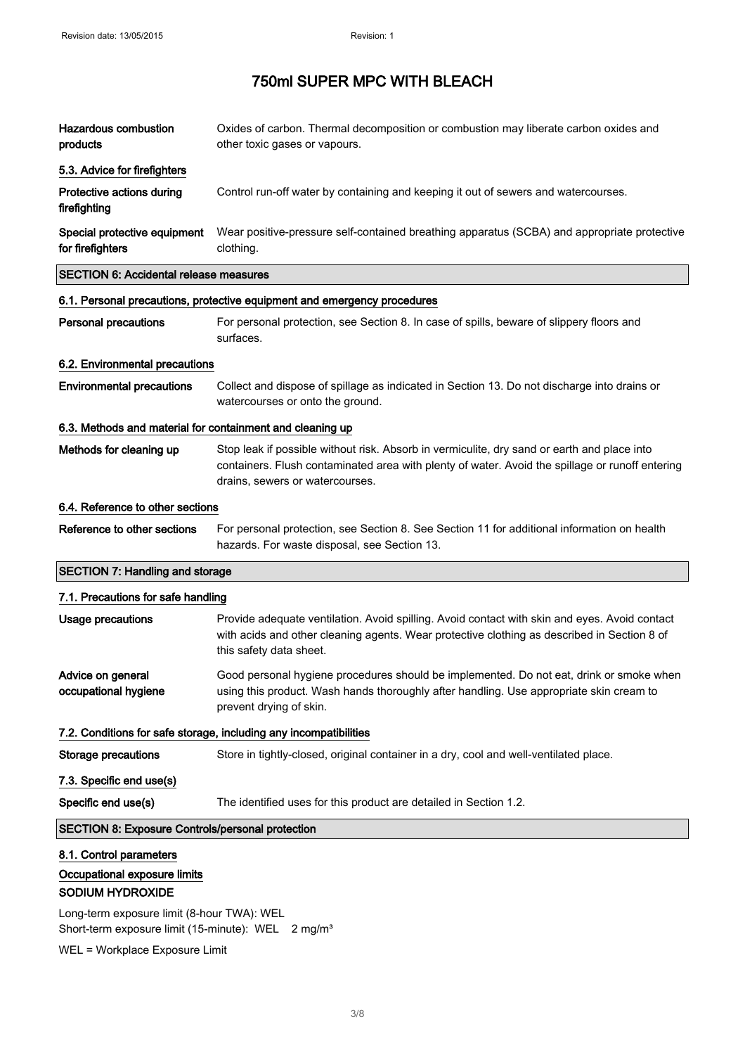| | |
|---|---|
| **Hazardous combustion products** | Oxides of carbon. Thermal decomposition or combustion may liberate carbon oxides and other toxic gases or vapours. |

### 5.3. Advice for firefighters

| | |
|---|---|
| **Protective actions during firefighting** | Control run-off water by containing and keeping it out of sewers and watercourses. |
| **Special protective equipment for firefighters** | Wear positive-pressure self-contained breathing apparatus (SCBA) and appropriate protective clothing. |

## SECTION 6: Accidental release measures

### 6.1. Personal precautions, protective equipment and emergency procedures

| | |
|---|---|
| **Personal precautions** | For personal protection, see Section 8. In case of spills, beware of slippery floors and surfaces. |

### 6.2. Environmental precautions

| | |
|---|---|
| **Environmental precautions** | Collect and dispose of spillage as indicated in Section 13. Do not discharge into drains or watercourses or onto the ground. |

### 6.3. Methods and material for containment and cleaning up

| | |
|---|---|
| **Methods for cleaning up** | Stop leak if possible without risk. Absorb in vermiculite, dry sand or earth and place into containers. Flush contaminated area with plenty of water. Avoid the spillage or runoff entering drains, sewers or watercourses. |

### 6.4. Reference to other sections

| | |
|---|---|
| **Reference to other sections** | For personal protection, see Section 8. See Section 11 for additional information on health hazards. For waste disposal, see Section 13. |

## SECTION 7: Handling and storage

### 7.1. Precautions for safe handling

| | |
|---|---|
| **Usage precautions** | Provide adequate ventilation. Avoid spilling. Avoid contact with skin and eyes. Avoid contact with acids and other cleaning agents. Wear protective clothing as described in Section 8 of this safety data sheet. |
| **Advice on general occupational hygiene** | Good personal hygiene procedures should be implemented. Do not eat, drink or smoke when using this product. Wash hands thoroughly after handling. Use appropriate skin cream to prevent drying of skin. |

### 7.2. Conditions for safe storage, including any incompatibilities

| | |
|---|---|
| **Storage precautions** | Store in tightly-closed, original container in a dry, cool and well-ventilated place. |

### 7.3. Specific end use(s)

| | |
|---|---|
| **Specific end use(s)** | The identified uses for this product are detailed in Section 1.2. |

## SECTION 8: Exposure Controls/personal protection

### 8.1. Control parameters

**Occupational exposure limits**

**SODIUM HYDROXIDE**

Long-term exposure limit (8-hour TWA): WEL
Short-term exposure limit (15-minute): WEL 2 mg/m³

WEL = Workplace Exposure Limit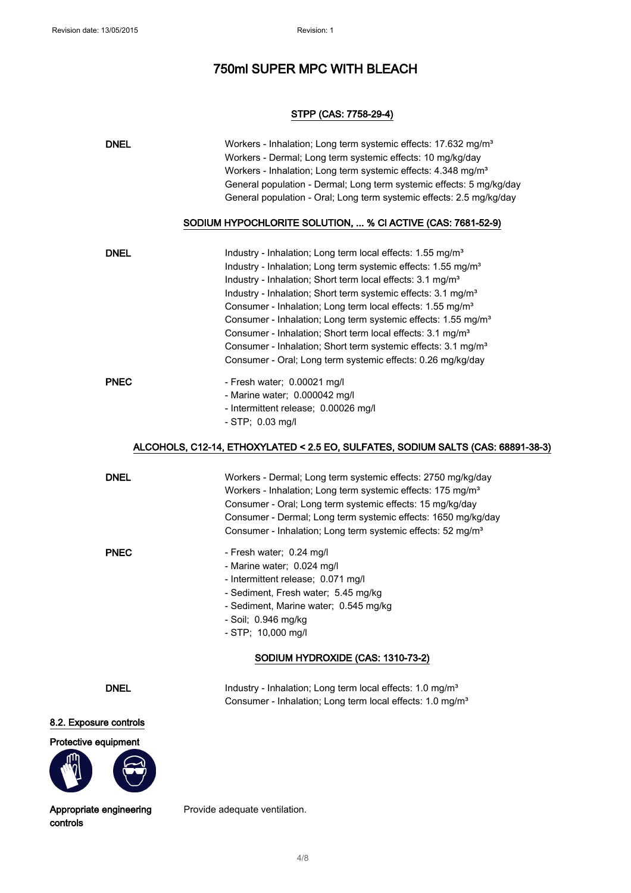# 750ml SUPER MPC WITH BLEACH

### STPP (CAS: 7758-29-4)

**DNEL**

Workers - Inhalation; Long term systemic effects: 17.632 mg/m³
Workers - Dermal; Long term systemic effects: 10 mg/kg/day
Workers - Inhalation; Long term systemic effects: 4.348 mg/m³
General population - Dermal; Long term systemic effects: 5 mg/kg/day
General population - Oral; Long term systemic effects: 2.5 mg/kg/day

### SODIUM HYPOCHLORITE SOLUTION, ... % Cl ACTIVE (CAS: 7681-52-9)

**DNEL**

Industry - Inhalation; Long term local effects: 1.55 mg/m³
Industry - Inhalation; Long term systemic effects: 1.55 mg/m³
Industry - Inhalation; Short term local effects: 3.1 mg/m³
Industry - Inhalation; Short term systemic effects: 3.1 mg/m³
Consumer - Inhalation; Long term local effects: 1.55 mg/m³
Consumer - Inhalation; Long term systemic effects: 1.55 mg/m³
Consumer - Inhalation; Short term local effects: 3.1 mg/m³
Consumer - Inhalation; Short term systemic effects: 3.1 mg/m³
Consumer - Oral; Long term systemic effects: 0.26 mg/kg/day

**PNEC**

- Fresh water; 0.00021 mg/l
- Marine water; 0.000042 mg/l
- Intermittent release; 0.00026 mg/l
- STP; 0.03 mg/l

### ALCOHOLS, C12-14, ETHOXYLATED < 2.5 EO, SULFATES, SODIUM SALTS (CAS: 68891-38-3)

**DNEL**

Workers - Dermal; Long term systemic effects: 2750 mg/kg/day
Workers - Inhalation; Long term systemic effects: 175 mg/m³
Consumer - Oral; Long term systemic effects: 15 mg/kg/day
Consumer - Dermal; Long term systemic effects: 1650 mg/kg/day
Consumer - Inhalation; Long term systemic effects: 52 mg/m³

**PNEC**

- Fresh water; 0.24 mg/l
- Marine water; 0.024 mg/l
- Intermittent release; 0.071 mg/l
- Sediment, Fresh water; 5.45 mg/kg
- Sediment, Marine water; 0.545 mg/kg
- Soil; 0.946 mg/kg
- STP; 10,000 mg/l

### SODIUM HYDROXIDE (CAS: 1310-73-2)

**DNEL**

Industry - Inhalation; Long term local effects: 1.0 mg/m³
Consumer - Inhalation; Long term local effects: 1.0 mg/m³

## 8.2. Exposure controls

**Protective equipment**

**Appropriate engineering controls**

Provide adequate ventilation.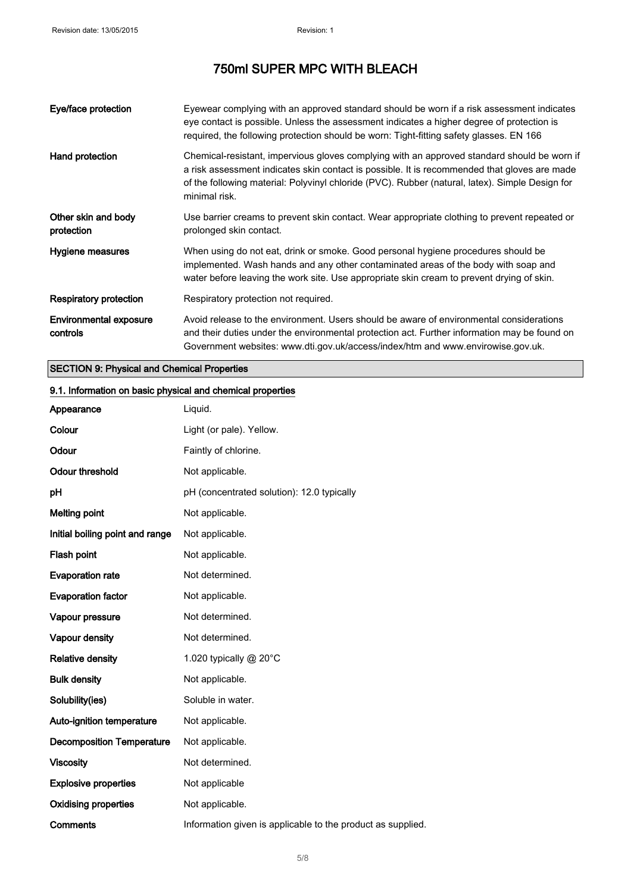| | |
|---|---|
| **Eye/face protection** | Eyewear complying with an approved standard should be worn if a risk assessment indicates eye contact is possible. Unless the assessment indicates a higher degree of protection is required, the following protection should be worn: Tight-fitting safety glasses. EN 166 |
| **Hand protection** | Chemical-resistant, impervious gloves complying with an approved standard should be worn if a risk assessment indicates skin contact is possible. It is recommended that gloves are made of the following material: Polyvinyl chloride (PVC). Rubber (natural, latex). Simple Design for minimal risk. |
| **Other skin and body protection** | Use barrier creams to prevent skin contact. Wear appropriate clothing to prevent repeated or prolonged skin contact. |
| **Hygiene measures** | When using do not eat, drink or smoke. Good personal hygiene procedures should be implemented. Wash hands and any other contaminated areas of the body with soap and water before leaving the work site. Use appropriate skin cream to prevent drying of skin. |
| **Respiratory protection** | Respiratory protection not required. |
| **Environmental exposure controls** | Avoid release to the environment. Users should be aware of environmental considerations and their duties under the environmental protection act. Further information may be found on Government websites: www.dti.gov.uk/access/index/htm and www.envirowise.gov.uk. |

## SECTION 9: Physical and Chemical Properties

### 9.1. Information on basic physical and chemical properties

| | |
|---|---|
| **Appearance** | Liquid. |
| **Colour** | Light (or pale). Yellow. |
| **Odour** | Faintly of chlorine. |
| **Odour threshold** | Not applicable. |
| **pH** | pH (concentrated solution): 12.0 typically |
| **Melting point** | Not applicable. |
| **Initial boiling point and range** | Not applicable. |
| **Flash point** | Not applicable. |
| **Evaporation rate** | Not determined. |
| **Evaporation factor** | Not applicable. |
| **Vapour pressure** | Not determined. |
| **Vapour density** | Not determined. |
| **Relative density** | 1.020 typically @ 20°C |
| **Bulk density** | Not applicable. |
| **Solubility(ies)** | Soluble in water. |
| **Auto-ignition temperature** | Not applicable. |
| **Decomposition Temperature** | Not applicable. |
| **Viscosity** | Not determined. |
| **Explosive properties** | Not applicable |
| **Oxidising properties** | Not applicable. |
| **Comments** | Information given is applicable to the product as supplied. |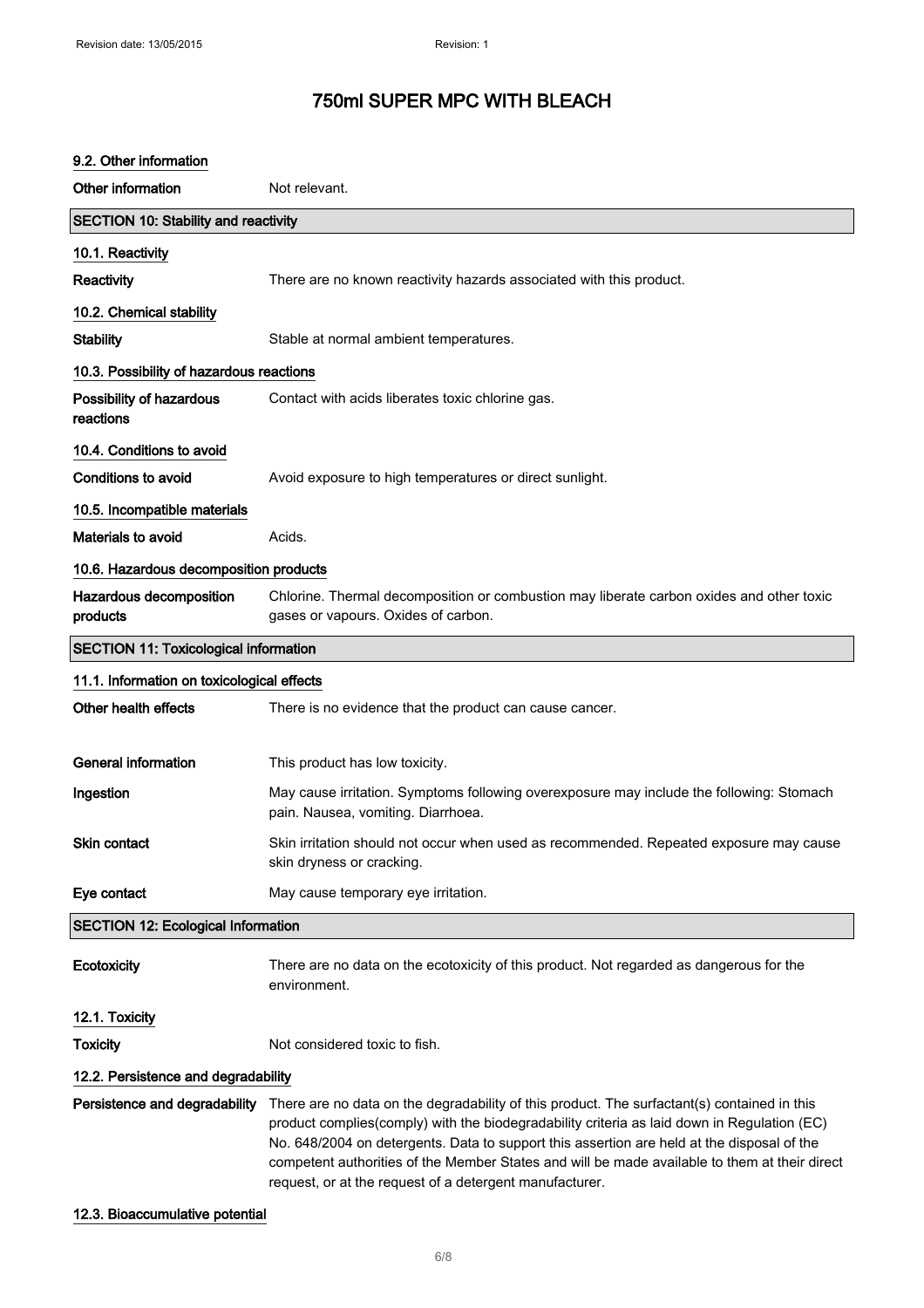# 750ml SUPER MPC WITH BLEACH

### 9.2. Other information

**Other information** Not relevant.

## SECTION 10: Stability and reactivity

### 10.1. Reactivity

**Reactivity** There are no known reactivity hazards associated with this product.

### 10.2. Chemical stability

**Stability** Stable at normal ambient temperatures.

### 10.3. Possibility of hazardous reactions

**Possibility of hazardous reactions** Contact with acids liberates toxic chlorine gas.

### 10.4. Conditions to avoid

**Conditions to avoid** Avoid exposure to high temperatures or direct sunlight.

### 10.5. Incompatible materials

**Materials to avoid** Acids.

### 10.6. Hazardous decomposition products

**Hazardous decomposition products** Chlorine. Thermal decomposition or combustion may liberate carbon oxides and other toxic gases or vapours. Oxides of carbon.

## SECTION 11: Toxicological information

### 11.1. Information on toxicological effects

**Other health effects** There is no evidence that the product can cause cancer.

**General information** This product has low toxicity.

**Ingestion** May cause irritation. Symptoms following overexposure may include the following: Stomach pain. Nausea, vomiting. Diarrhoea.

**Skin contact** Skin irritation should not occur when used as recommended. Repeated exposure may cause skin dryness or cracking.

**Eye contact** May cause temporary eye irritation.

## SECTION 12: Ecological Information

**Ecotoxicity** There are no data on the ecotoxicity of this product. Not regarded as dangerous for the environment.

### 12.1. Toxicity

**Toxicity** Not considered toxic to fish.

### 12.2. Persistence and degradability

**Persistence and degradability** There are no data on the degradability of this product. The surfactant(s) contained in this product complies(comply) with the biodegradability criteria as laid down in Regulation (EC) No. 648/2004 on detergents. Data to support this assertion are held at the disposal of the competent authorities of the Member States and will be made available to them at their direct request, or at the request of a detergent manufacturer.

### 12.3. Bioaccumulative potential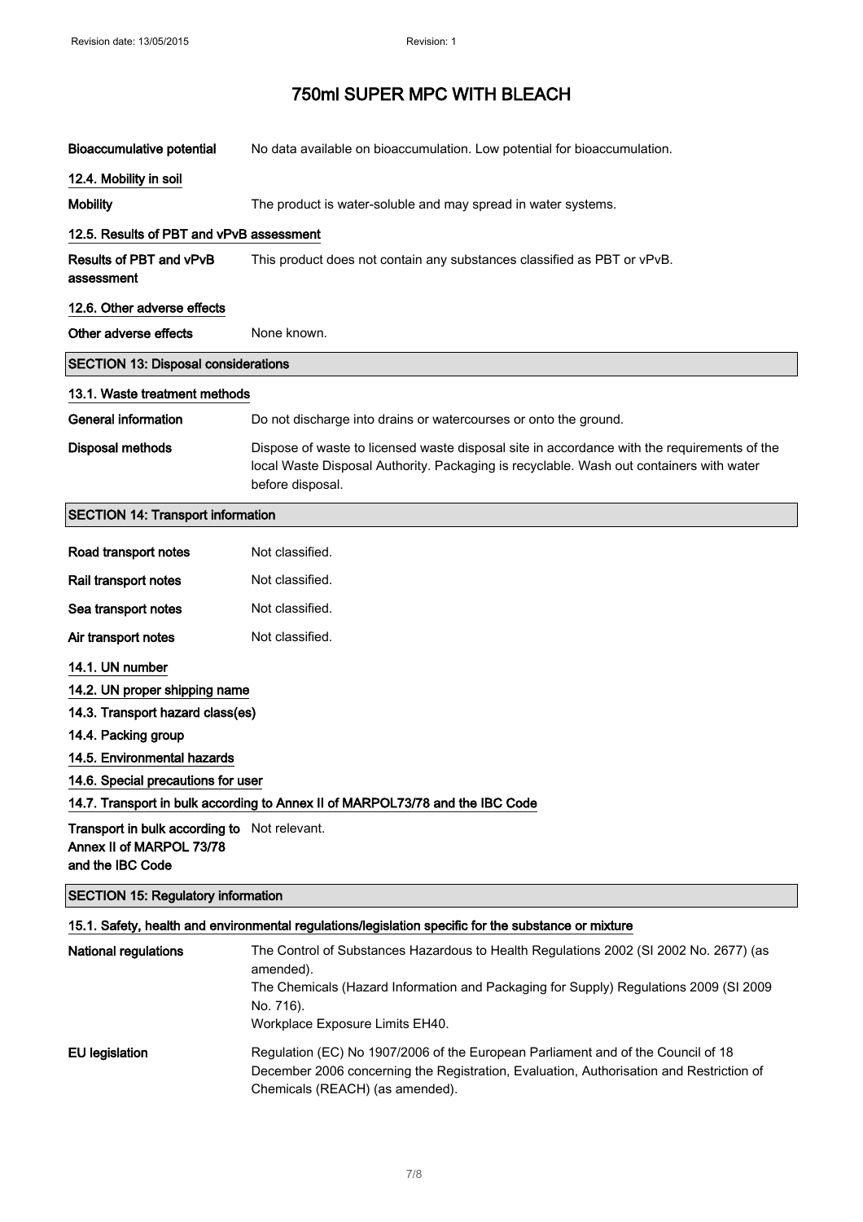# 750ml SUPER MPC WITH BLEACH

**Bioaccumulative potential** No data available on bioaccumulation. Low potential for bioaccumulation.

### 12.4. Mobility in soil

**Mobility** The product is water-soluble and may spread in water systems.

### 12.5. Results of PBT and vPvB assessment

**Results of PBT and vPvB assessment** This product does not contain any substances classified as PBT or vPvB.

### 12.6. Other adverse effects

**Other adverse effects** None known.

## SECTION 13: Disposal considerations

### 13.1. Waste treatment methods

**General information** Do not discharge into drains or watercourses or onto the ground.

**Disposal methods** Dispose of waste to licensed waste disposal site in accordance with the requirements of the local Waste Disposal Authority. Packaging is recyclable. Wash out containers with water before disposal.

## SECTION 14: Transport information

**Road transport notes** Not classified.

**Rail transport notes** Not classified.

**Sea transport notes** Not classified.

**Air transport notes** Not classified.

### 14.1. UN number

### 14.2. UN proper shipping name

### 14.3. Transport hazard class(es)

### 14.4. Packing group

### 14.5. Environmental hazards

### 14.6. Special precautions for user

### 14.7. Transport in bulk according to Annex II of MARPOL73/78 and the IBC Code

**Transport in bulk according to Annex II of MARPOL 73/78 and the IBC Code** Not relevant.

## SECTION 15: Regulatory information

### 15.1. Safety, health and environmental regulations/legislation specific for the substance or mixture

**National regulations** The Control of Substances Hazardous to Health Regulations 2002 (SI 2002 No. 2677) (as amended).
The Chemicals (Hazard Information and Packaging for Supply) Regulations 2009 (SI 2009 No. 716).
Workplace Exposure Limits EH40.

**EU legislation** Regulation (EC) No 1907/2006 of the European Parliament and of the Council of 18 December 2006 concerning the Registration, Evaluation, Authorisation and Restriction of Chemicals (REACH) (as amended).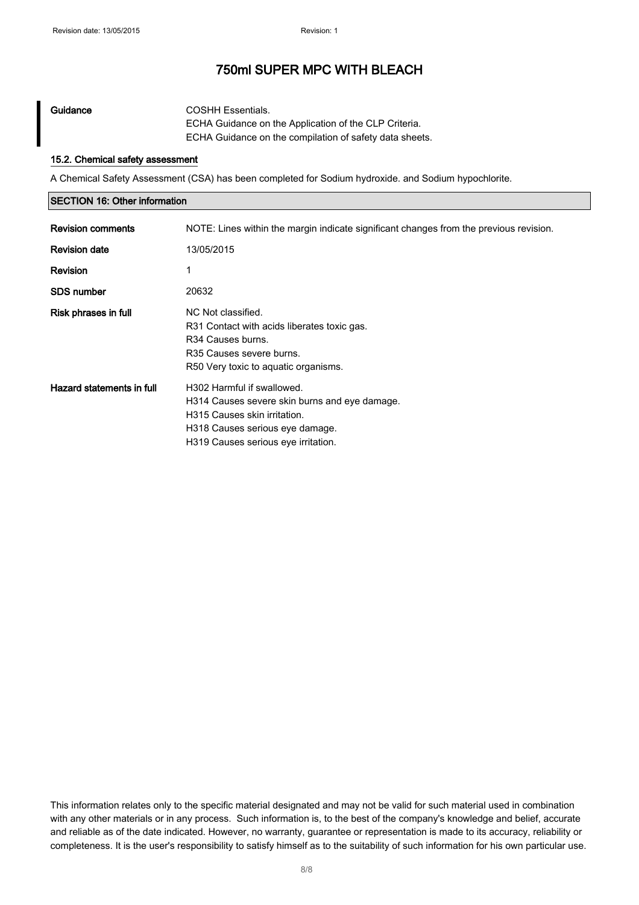| | |
|---|---|
| **Guidance** | COSHH Essentials.<br>ECHA Guidance on the Application of the CLP Criteria.<br>ECHA Guidance on the compilation of safety data sheets. |

### 15.2. Chemical safety assessment

A Chemical Safety Assessment (CSA) has been completed for Sodium hydroxide. and Sodium hypochlorite.

## SECTION 16: Other information

| | |
|---|---|
| **Revision comments** | NOTE: Lines within the margin indicate significant changes from the previous revision. |
| **Revision date** | 13/05/2015 |
| **Revision** | 1 |
| **SDS number** | 20632 |
| **Risk phrases in full** | NC Not classified.<br>R31 Contact with acids liberates toxic gas.<br>R34 Causes burns.<br>R35 Causes severe burns.<br>R50 Very toxic to aquatic organisms. |
| **Hazard statements in full** | H302 Harmful if swallowed.<br>H314 Causes severe skin burns and eye damage.<br>H315 Causes skin irritation.<br>H318 Causes serious eye damage.<br>H319 Causes serious eye irritation. |

This information relates only to the specific material designated and may not be valid for such material used in combination with any other materials or in any process. Such information is, to the best of the company's knowledge and belief, accurate and reliable as of the date indicated. However, no warranty, guarantee or representation is made to its accuracy, reliability or completeness. It is the user's responsibility to satisfy himself as to the suitability of such information for his own particular use.